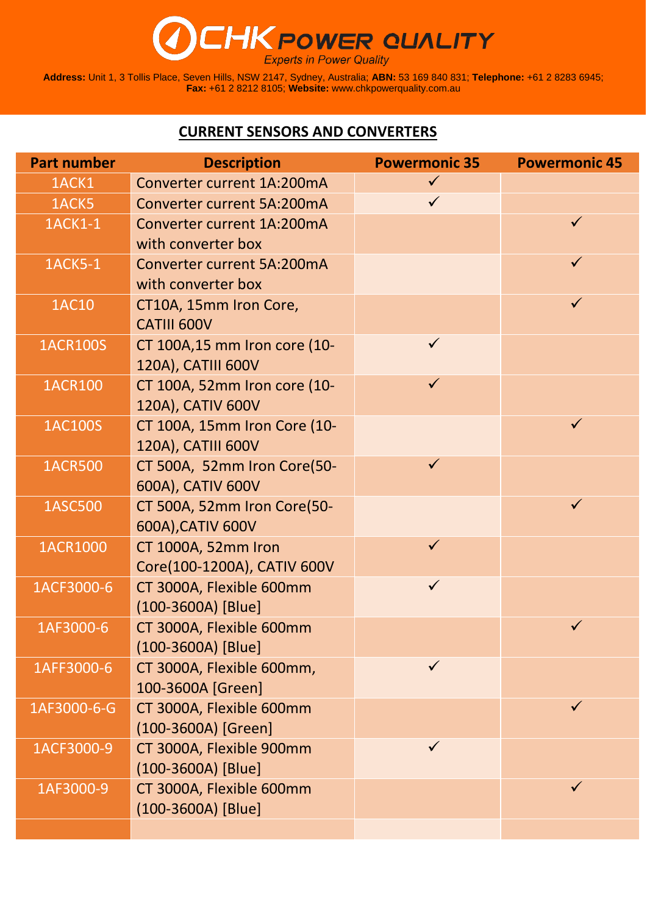# CHK POWER QUALITY

*Experts in Power Quality*

**Address:** Unit 1, 3 Tollis Place, Seven Hills, NSW 2147, Sydney, Australia; **ABN:** 53 169 840 831; **Telephone:** +61 2 8283 6945; **Fax:** +61 2 8212 8105; **Website:** www.chkpowerquality.com.au

## CURRENT SENSORS AND CONVERTERS

| Part number | Description | Powermonic 35 | Powermonic 45 |
|---|---|---|---|
| 1ACK1 | Converter current 1A:200mA | ✓ | |
| 1ACK5 | Converter current 5A:200mA | ✓ | |
| 1ACK1-1 | Converter current 1A:200mA with converter box | | ✓ |
| 1ACK5-1 | Converter current 5A:200mA with converter box | | ✓ |
| 1AC10 | CT10A, 15mm Iron Core, CATIII 600V | | ✓ |
| 1ACR100S | CT 100A,15 mm Iron core (10-120A), CATIII 600V | ✓ | |
| 1ACR100 | CT 100A, 52mm Iron core (10-120A), CATIV 600V | ✓ | |
| 1AC100S | CT 100A, 15mm Iron Core (10-120A), CATIII 600V | | ✓ |
| 1ACR500 | CT 500A, 52mm Iron Core(50-600A), CATIV 600V | ✓ | |
| 1ASC500 | CT 500A, 52mm Iron Core(50-600A),CATIV 600V | | ✓ |
| 1ACR1000 | CT 1000A, 52mm Iron Core(100-1200A), CATIV 600V | ✓ | |
| 1ACF3000-6 | CT 3000A, Flexible 600mm (100-3600A) [Blue] | ✓ | |
| 1AF3000-6 | CT 3000A, Flexible 600mm (100-3600A) [Blue] | | ✓ |
| 1AFF3000-6 | CT 3000A, Flexible 600mm, 100-3600A [Green] | ✓ | |
| 1AF3000-6-G | CT 3000A, Flexible 600mm (100-3600A) [Green] | | ✓ |
| 1ACF3000-9 | CT 3000A, Flexible 900mm (100-3600A) [Blue] | ✓ | |
| 1AF3000-9 | CT 3000A, Flexible 600mm (100-3600A) [Blue] | | ✓ |
| | | | |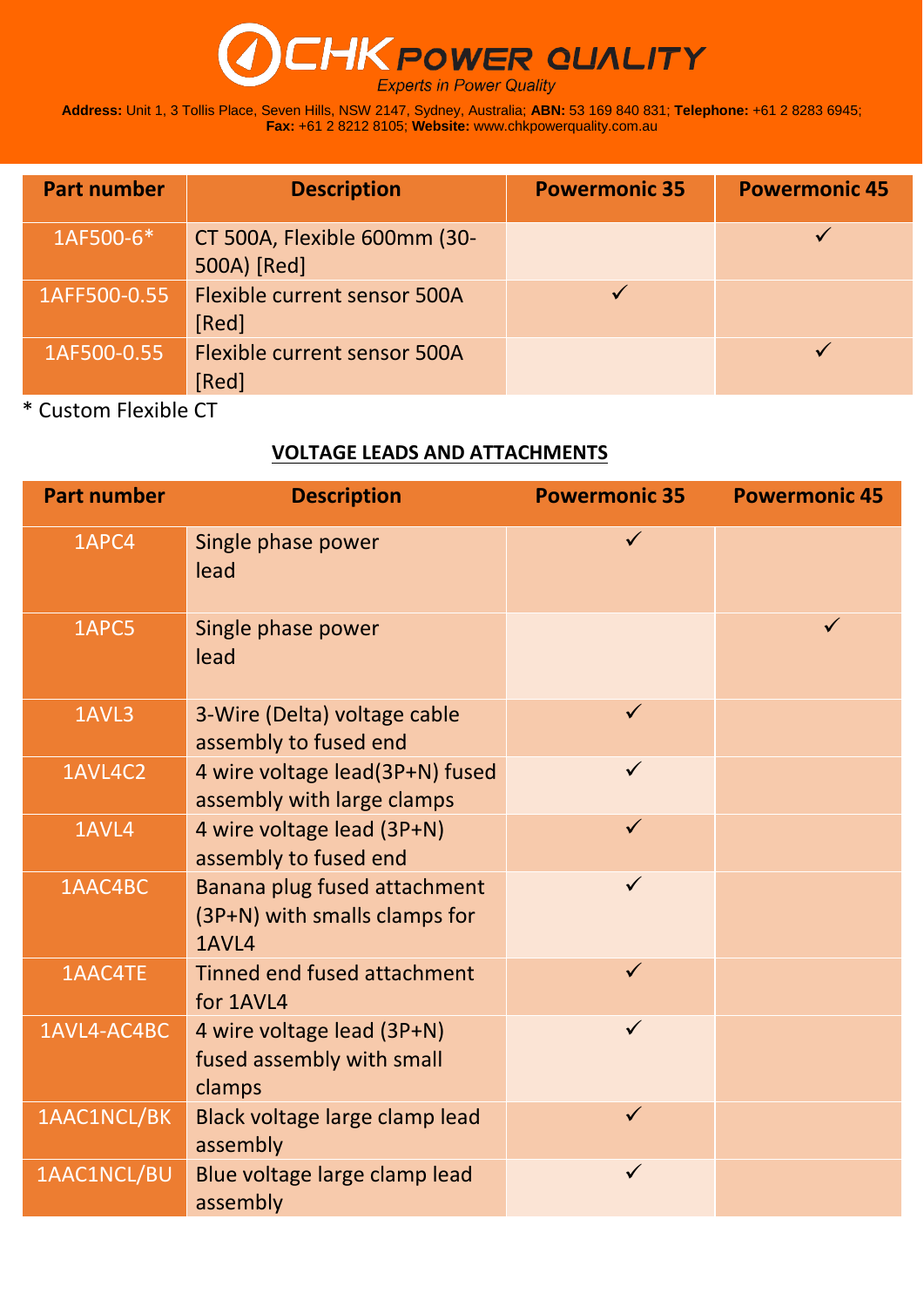| Part number | Description | Powermonic 35 | Powermonic 45 |
|---|---|---|---|
| 1AF500-6* | CT 500A, Flexible 600mm (30-500A) [Red] | | ✓ |
| 1AFF500-0.55 | Flexible current sensor 500A [Red] | ✓ | |
| 1AF500-0.55 | Flexible current sensor 500A [Red] | | ✓ |

* Custom Flexible CT

## VOLTAGE LEADS AND ATTACHMENTS

| Part number | Description | Powermonic 35 | Powermonic 45 |
|---|---|---|---|
| 1APC4 | Single phase power lead | ✓ | |
| 1APC5 | Single phase power lead | | ✓ |
| 1AVL3 | 3-Wire (Delta) voltage cable assembly to fused end | ✓ | |
| 1AVL4C2 | 4 wire voltage lead(3P+N) fused assembly with large clamps | ✓ | |
| 1AVL4 | 4 wire voltage lead (3P+N) assembly to fused end | ✓ | |
| 1AAC4BC | Banana plug fused attachment (3P+N) with smalls clamps for 1AVL4 | ✓ | |
| 1AAC4TE | Tinned end fused attachment for 1AVL4 | ✓ | |
| 1AVL4-AC4BC | 4 wire voltage lead (3P+N) fused assembly with small clamps | ✓ | |
| 1AAC1NCL/BK | Black voltage large clamp lead assembly | ✓ | |
| 1AAC1NCL/BU | Blue voltage large clamp lead assembly | ✓ | |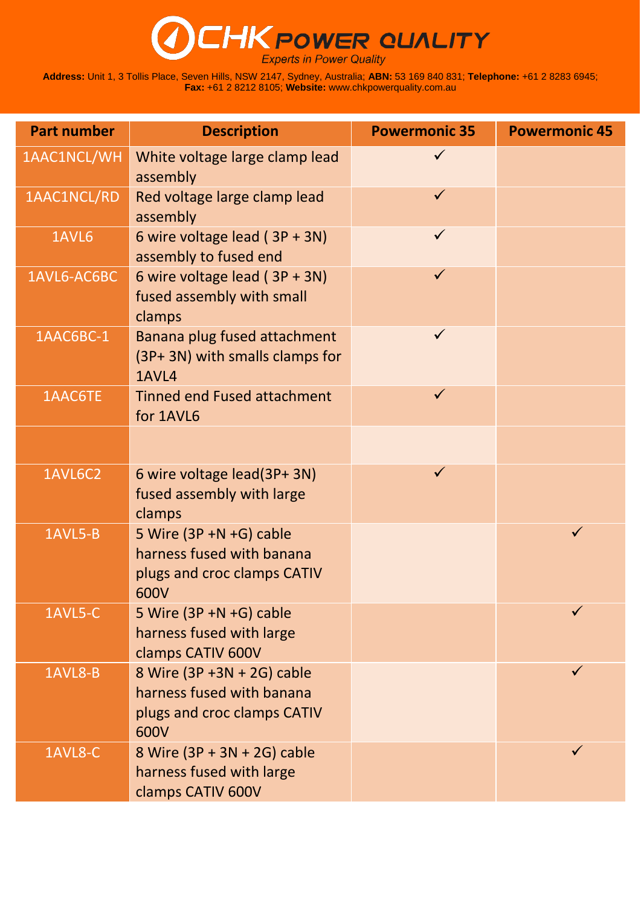| Part number | Description | Powermonic 35 | Powermonic 45 |
| --- | --- | --- | --- |
| 1AAC1NCL/WH | White voltage large clamp lead assembly | ✓ | |
| 1AAC1NCL/RD | Red voltage large clamp lead assembly | ✓ | |
| 1AVL6 | 6 wire voltage lead ( 3P + 3N) assembly to fused end | ✓ | |
| 1AVL6-AC6BC | 6 wire voltage lead ( 3P + 3N) fused assembly with small clamps | ✓ | |
| 1AAC6BC-1 | Banana plug fused attachment (3P+ 3N) with smalls clamps for 1AVL4 | ✓ | |
| 1AAC6TE | Tinned end Fused attachment for 1AVL6 | ✓ | |
| | | | |
| 1AVL6C2 | 6 wire voltage lead(3P+ 3N) fused assembly with large clamps | ✓ | |
| 1AVL5-B | 5 Wire (3P +N +G) cable harness fused with banana plugs and croc clamps CATIV 600V | | ✓ |
| 1AVL5-C | 5 Wire (3P +N +G) cable harness fused with large clamps CATIV 600V | | ✓ |
| 1AVL8-B | 8 Wire (3P +3N + 2G) cable harness fused with banana plugs and croc clamps CATIV 600V | | ✓ |
| 1AVL8-C | 8 Wire (3P + 3N + 2G) cable harness fused with large clamps CATIV 600V | | ✓ |